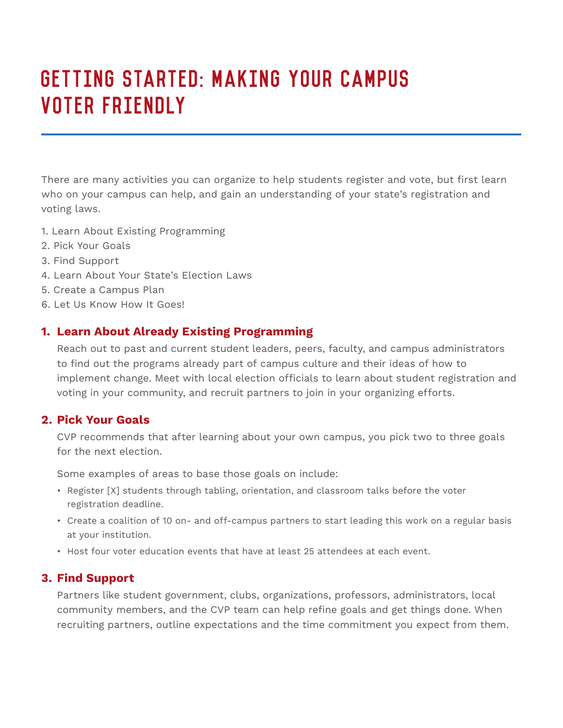# Getting Started: Making Your Campus Voter Friendly

There are many activities you can organize to help students register and vote, but first learn who on your campus can help, and gain an understanding of your state's registration and voting laws.

1. Learn About Existing Programming
2. Pick Your Goals
3. Find Support
4. Learn About Your State's Election Laws
5. Create a Campus Plan
6. Let Us Know How It Goes!

## 1. Learn About Already Existing Programming

Reach out to past and current student leaders, peers, faculty, and campus administrators to find out the programs already part of campus culture and their ideas of how to implement change. Meet with local election officials to learn about student registration and voting in your community, and recruit partners to join in your organizing efforts.

## 2. Pick Your Goals

CVP recommends that after learning about your own campus, you pick two to three goals for the next election.

Some examples of areas to base those goals on include:

- Register [X] students through tabling, orientation, and classroom talks before the voter registration deadline.
- Create a coalition of 10 on- and off-campus partners to start leading this work on a regular basis at your institution.
- Host four voter education events that have at least 25 attendees at each event.

## 3. Find Support

Partners like student government, clubs, organizations, professors, administrators, local community members, and the CVP team can help refine goals and get things done. When recruiting partners, outline expectations and the time commitment you expect from them.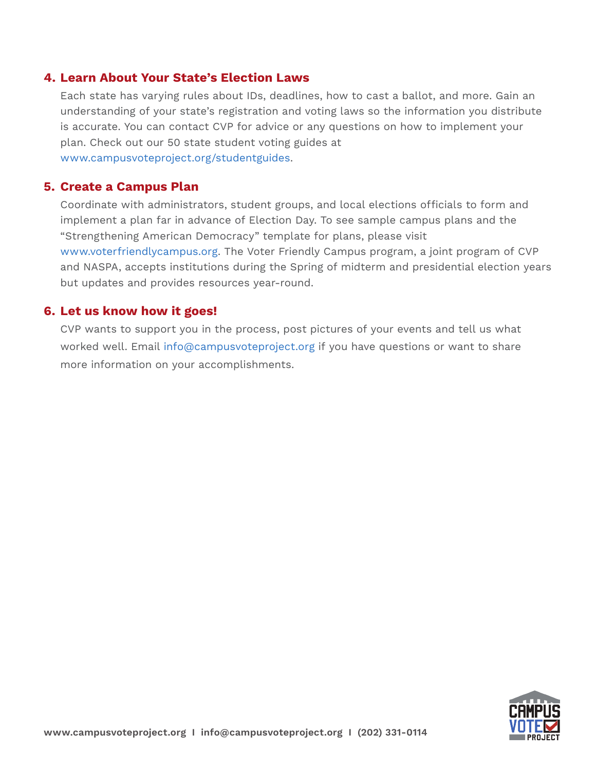## 4. Learn About Your State's Election Laws

Each state has varying rules about IDs, deadlines, how to cast a ballot, and more. Gain an understanding of your state's registration and voting laws so the information you distribute is accurate. You can contact CVP for advice or any questions on how to implement your plan. Check out our 50 state student voting guides at www.campusvoteproject.org/studentguides.

## 5. Create a Campus Plan

Coordinate with administrators, student groups, and local elections officials to form and implement a plan far in advance of Election Day. To see sample campus plans and the "Strengthening American Democracy" template for plans, please visit www.voterfriendlycampus.org. The Voter Friendly Campus program, a joint program of CVP and NASPA, accepts institutions during the Spring of midterm and presidential election years but updates and provides resources year-round.

## 6. Let us know how it goes!

CVP wants to support you in the process, post pictures of your events and tell us what worked well. Email info@campusvoteproject.org if you have questions or want to share more information on your accomplishments.